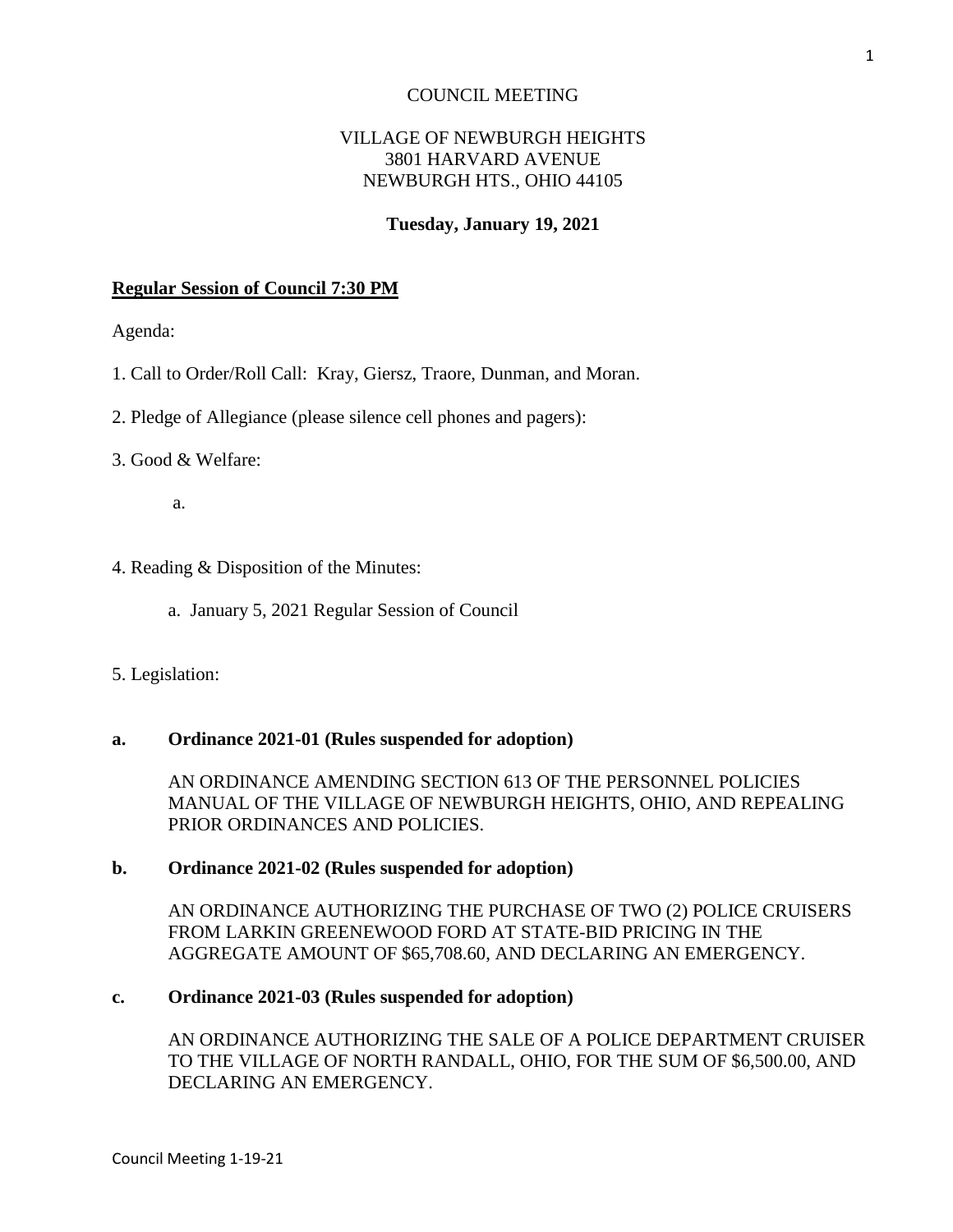COUNCIL MEETING

VILLAGE OF NEWBURGH HEIGHTS
3801 HARVARD AVENUE
NEWBURGH HTS., OHIO 44105

**Tuesday, January 19, 2021**

**Regular Session of Council 7:30 PM**

Agenda:

1. Call to Order/Roll Call: Kray, Giersz, Traore, Dunman, and Moran.

2. Pledge of Allegiance (please silence cell phones and pagers):

3. Good & Welfare:

   a.

4. Reading & Disposition of the Minutes:

   a. January 5, 2021 Regular Session of Council

5. Legislation:

**a. Ordinance 2021-01 (Rules suspended for adoption)**

AN ORDINANCE AMENDING SECTION 613 OF THE PERSONNEL POLICIES MANUAL OF THE VILLAGE OF NEWBURGH HEIGHTS, OHIO, AND REPEALING PRIOR ORDINANCES AND POLICIES.

**b. Ordinance 2021-02 (Rules suspended for adoption)**

AN ORDINANCE AUTHORIZING THE PURCHASE OF TWO (2) POLICE CRUISERS FROM LARKIN GREENEWOOD FORD AT STATE-BID PRICING IN THE AGGREGATE AMOUNT OF $65,708.60, AND DECLARING AN EMERGENCY.

**c. Ordinance 2021-03 (Rules suspended for adoption)**

AN ORDINANCE AUTHORIZING THE SALE OF A POLICE DEPARTMENT CRUISER TO THE VILLAGE OF NORTH RANDALL, OHIO, FOR THE SUM OF $6,500.00, AND DECLARING AN EMERGENCY.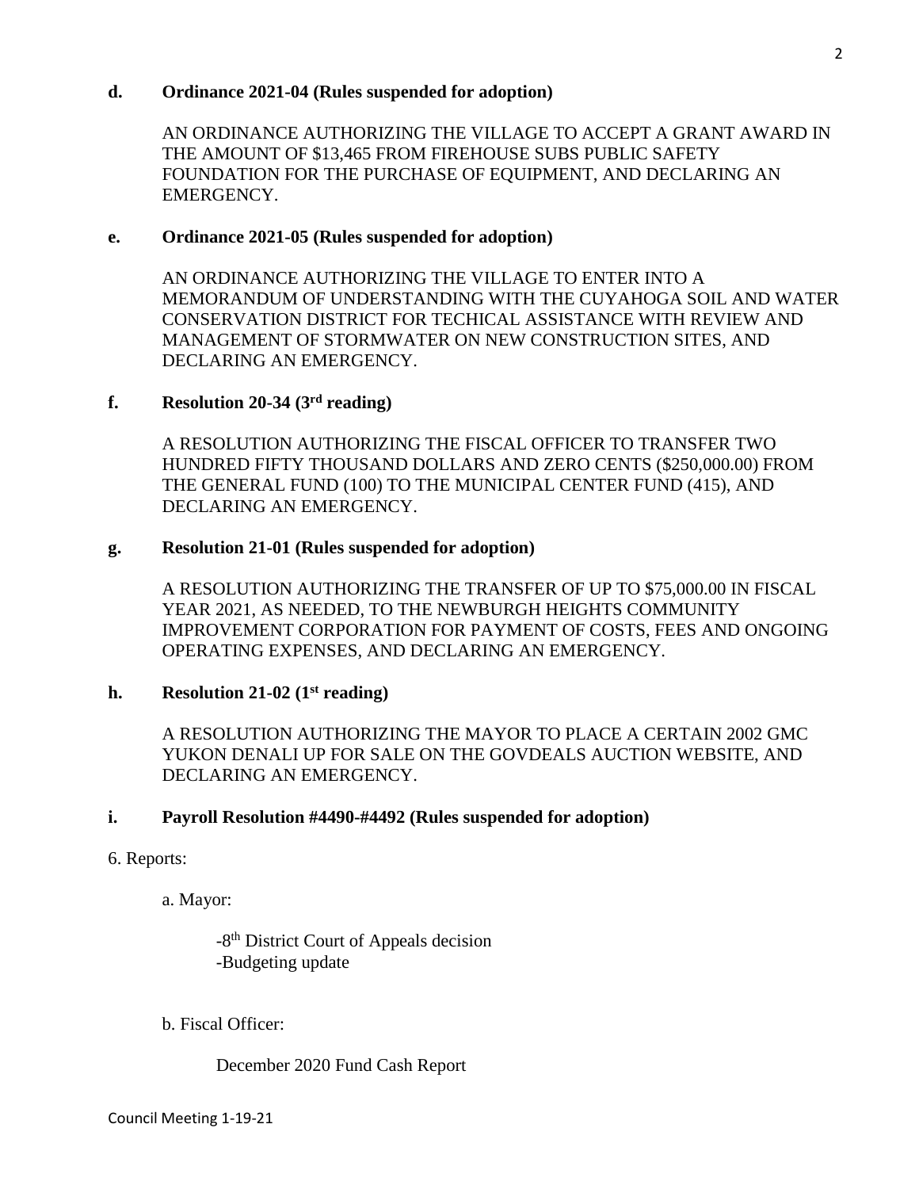**d. Ordinance 2021-04 (Rules suspended for adoption)**

AN ORDINANCE AUTHORIZING THE VILLAGE TO ACCEPT A GRANT AWARD IN THE AMOUNT OF $13,465 FROM FIREHOUSE SUBS PUBLIC SAFETY FOUNDATION FOR THE PURCHASE OF EQUIPMENT, AND DECLARING AN EMERGENCY.

**e. Ordinance 2021-05 (Rules suspended for adoption)**

AN ORDINANCE AUTHORIZING THE VILLAGE TO ENTER INTO A MEMORANDUM OF UNDERSTANDING WITH THE CUYAHOGA SOIL AND WATER CONSERVATION DISTRICT FOR TECHICAL ASSISTANCE WITH REVIEW AND MANAGEMENT OF STORMWATER ON NEW CONSTRUCTION SITES, AND DECLARING AN EMERGENCY.

**f. Resolution 20-34 (3rd reading)**

A RESOLUTION AUTHORIZING THE FISCAL OFFICER TO TRANSFER TWO HUNDRED FIFTY THOUSAND DOLLARS AND ZERO CENTS ($250,000.00) FROM THE GENERAL FUND (100) TO THE MUNICIPAL CENTER FUND (415), AND DECLARING AN EMERGENCY.

**g. Resolution 21-01 (Rules suspended for adoption)**

A RESOLUTION AUTHORIZING THE TRANSFER OF UP TO $75,000.00 IN FISCAL YEAR 2021, AS NEEDED, TO THE NEWBURGH HEIGHTS COMMUNITY IMPROVEMENT CORPORATION FOR PAYMENT OF COSTS, FEES AND ONGOING OPERATING EXPENSES, AND DECLARING AN EMERGENCY.

**h. Resolution 21-02 (1st reading)**

A RESOLUTION AUTHORIZING THE MAYOR TO PLACE A CERTAIN 2002 GMC YUKON DENALI UP FOR SALE ON THE GOVDEALS AUCTION WEBSITE, AND DECLARING AN EMERGENCY.

**i. Payroll Resolution #4490-#4492 (Rules suspended for adoption)**

6. Reports:

a. Mayor:

-8th District Court of Appeals decision
-Budgeting update

b. Fiscal Officer:

December 2020 Fund Cash Report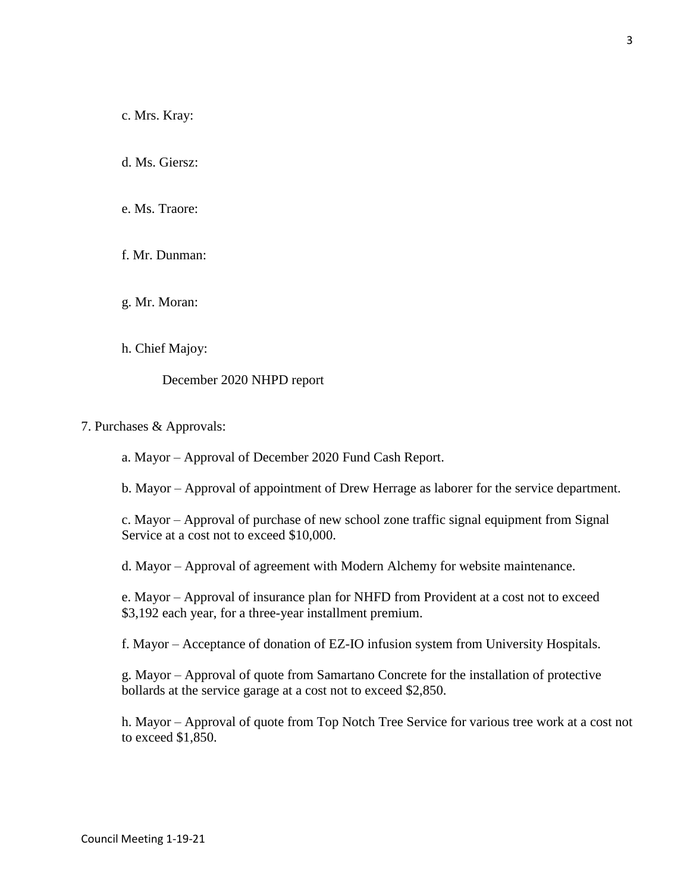c. Mrs. Kray:

d. Ms. Giersz:

e. Ms. Traore:

f. Mr. Dunman:

g. Mr. Moran:

h. Chief Majoy:

December 2020 NHPD report

7. Purchases & Approvals:

a. Mayor – Approval of December 2020 Fund Cash Report.

b. Mayor – Approval of appointment of Drew Herrage as laborer for the service department.

c. Mayor – Approval of purchase of new school zone traffic signal equipment from Signal Service at a cost not to exceed $10,000.

d. Mayor – Approval of agreement with Modern Alchemy for website maintenance.

e. Mayor – Approval of insurance plan for NHFD from Provident at a cost not to exceed $3,192 each year, for a three-year installment premium.

f. Mayor – Acceptance of donation of EZ-IO infusion system from University Hospitals.

g. Mayor – Approval of quote from Samartano Concrete for the installation of protective bollards at the service garage at a cost not to exceed $2,850.

h. Mayor – Approval of quote from Top Notch Tree Service for various tree work at a cost not to exceed $1,850.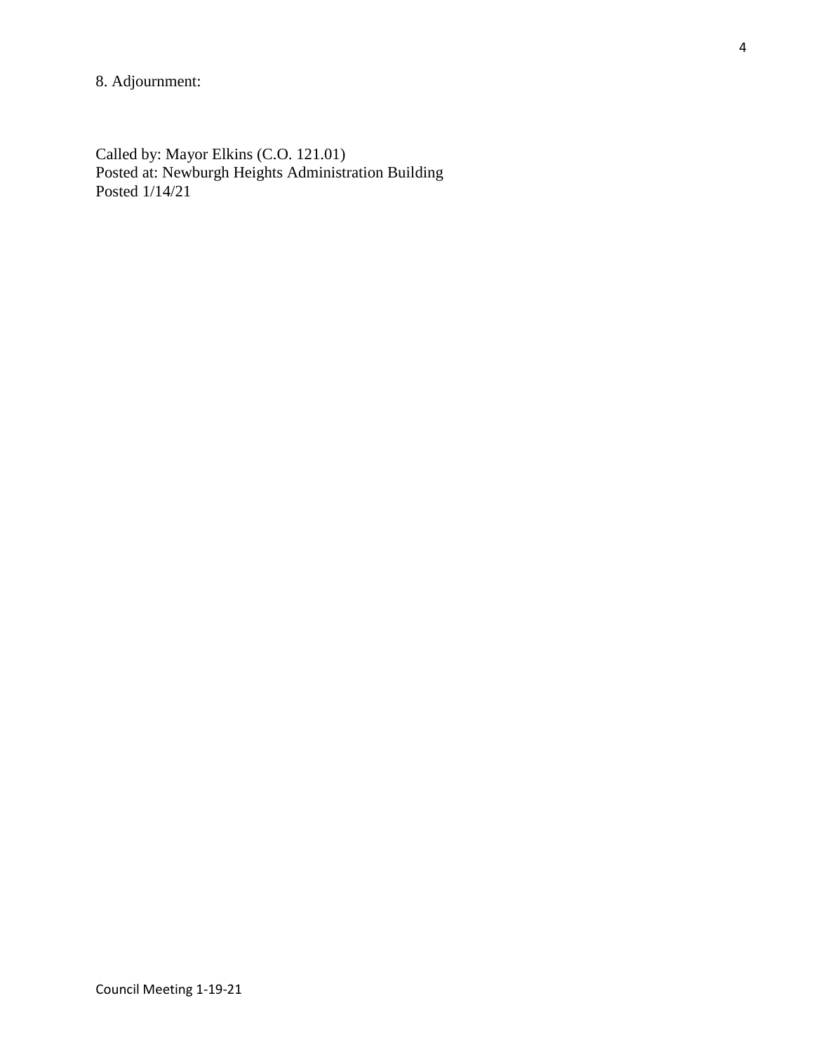8. Adjournment:

Called by: Mayor Elkins (C.O. 121.01)
Posted at: Newburgh Heights Administration Building
Posted 1/14/21